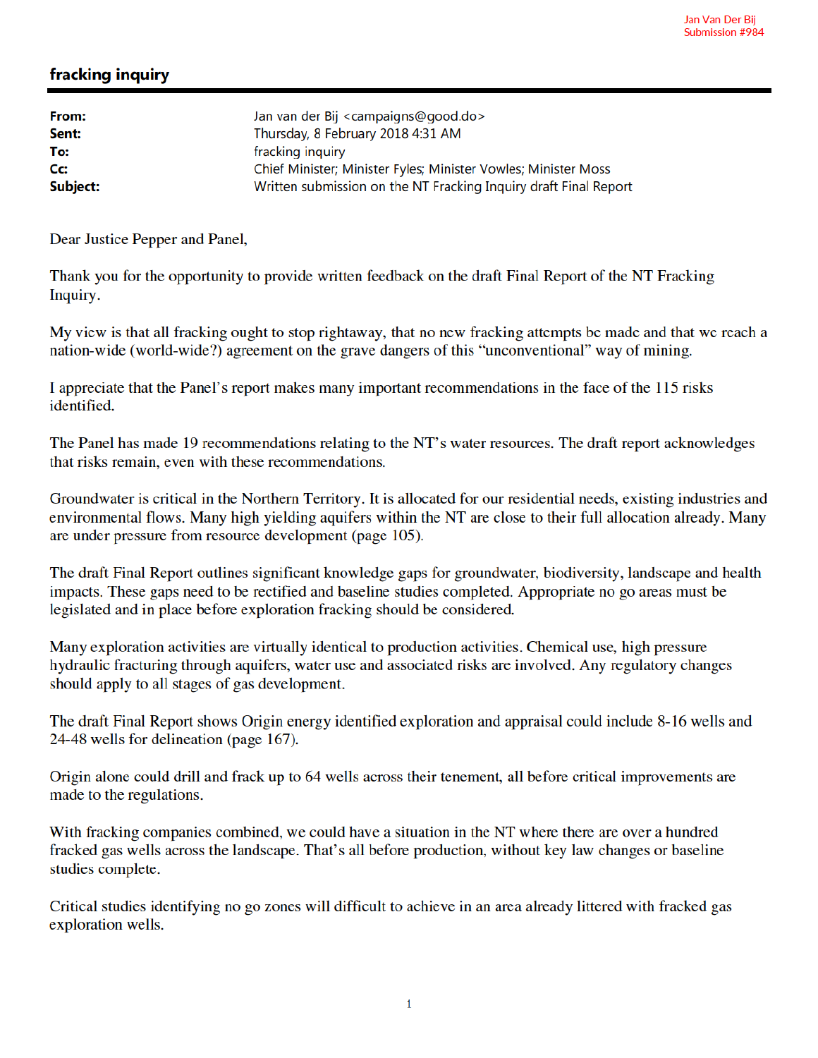Jan Van Der Bij
Submission #984

# fracking inquiry

| | |
|---|---|
| **From:** | Jan van der Bij <campaigns@good.do> |
| **Sent:** | Thursday, 8 February 2018 4:31 AM |
| **To:** | fracking inquiry |
| **Cc:** | Chief Minister; Minister Fyles; Minister Vowles; Minister Moss |
| **Subject:** | Written submission on the NT Fracking Inquiry draft Final Report |

Dear Justice Pepper and Panel,

Thank you for the opportunity to provide written feedback on the draft Final Report of the NT Fracking Inquiry.

My view is that all fracking ought to stop rightaway, that no new fracking attempts be made and that we reach a nation-wide (world-wide?) agreement on the grave dangers of this "unconventional" way of mining.

I appreciate that the Panel's report makes many important recommendations in the face of the 115 risks identified.

The Panel has made 19 recommendations relating to the NT's water resources. The draft report acknowledges that risks remain, even with these recommendations.

Groundwater is critical in the Northern Territory. It is allocated for our residential needs, existing industries and environmental flows. Many high yielding aquifers within the NT are close to their full allocation already. Many are under pressure from resource development (page 105).

The draft Final Report outlines significant knowledge gaps for groundwater, biodiversity, landscape and health impacts. These gaps need to be rectified and baseline studies completed. Appropriate no go areas must be legislated and in place before exploration fracking should be considered.

Many exploration activities are virtually identical to production activities. Chemical use, high pressure hydraulic fracturing through aquifers, water use and associated risks are involved. Any regulatory changes should apply to all stages of gas development.

The draft Final Report shows Origin energy identified exploration and appraisal could include 8-16 wells and 24-48 wells for delineation (page 167).

Origin alone could drill and frack up to 64 wells across their tenement, all before critical improvements are made to the regulations.

With fracking companies combined, we could have a situation in the NT where there are over a hundred fracked gas wells across the landscape. That's all before production, without key law changes or baseline studies complete.

Critical studies identifying no go zones will difficult to achieve in an area already littered with fracked gas exploration wells.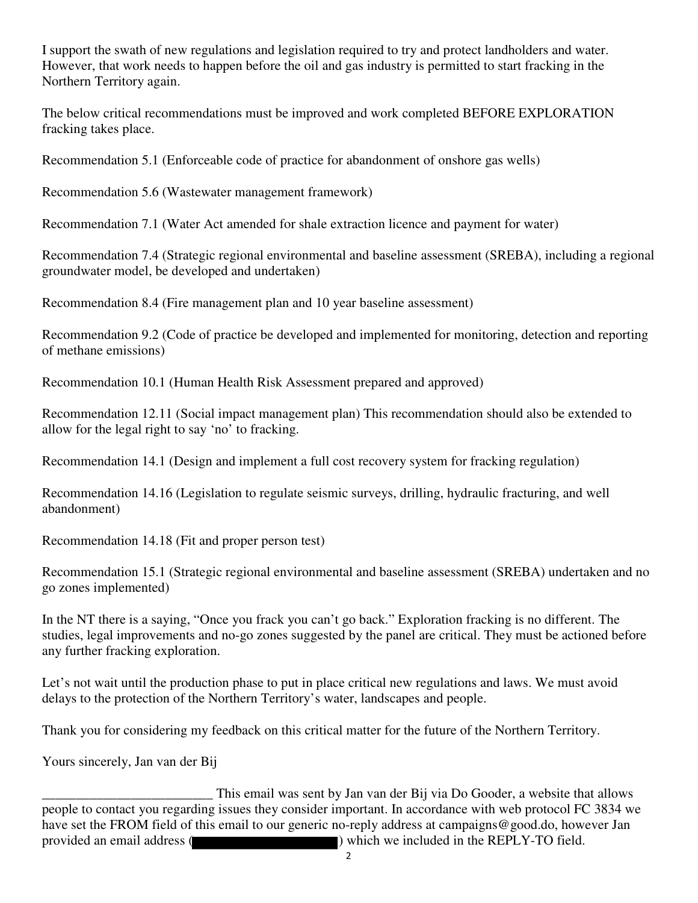I support the swath of new regulations and legislation required to try and protect landholders and water. However, that work needs to happen before the oil and gas industry is permitted to start fracking in the Northern Territory again.

The below critical recommendations must be improved and work completed BEFORE EXPLORATION fracking takes place.

Recommendation 5.1 (Enforceable code of practice for abandonment of onshore gas wells)

Recommendation 5.6 (Wastewater management framework)

Recommendation 7.1 (Water Act amended for shale extraction licence and payment for water)

Recommendation 7.4 (Strategic regional environmental and baseline assessment (SREBA), including a regional groundwater model, be developed and undertaken)

Recommendation 8.4 (Fire management plan and 10 year baseline assessment)

Recommendation 9.2 (Code of practice be developed and implemented for monitoring, detection and reporting of methane emissions)

Recommendation 10.1 (Human Health Risk Assessment prepared and approved)

Recommendation 12.11 (Social impact management plan) This recommendation should also be extended to allow for the legal right to say 'no' to fracking.

Recommendation 14.1 (Design and implement a full cost recovery system for fracking regulation)

Recommendation 14.16 (Legislation to regulate seismic surveys, drilling, hydraulic fracturing, and well abandonment)

Recommendation 14.18 (Fit and proper person test)

Recommendation 15.1 (Strategic regional environmental and baseline assessment (SREBA) undertaken and no go zones implemented)

In the NT there is a saying, "Once you frack you can't go back." Exploration fracking is no different. The studies, legal improvements and no-go zones suggested by the panel are critical. They must be actioned before any further fracking exploration.

Let's not wait until the production phase to put in place critical new regulations and laws. We must avoid delays to the protection of the Northern Territory's water, landscapes and people.

Thank you for considering my feedback on this critical matter for the future of the Northern Territory.

Yours sincerely, Jan van der Bij

_________________________ This email was sent by Jan van der Bij via Do Gooder, a website that allows people to contact you regarding issues they consider important. In accordance with web protocol FC 3834 we have set the FROM field of this email to our generic no-reply address at campaigns@good.do, however Jan provided an email address (████████████) which we included in the REPLY-TO field.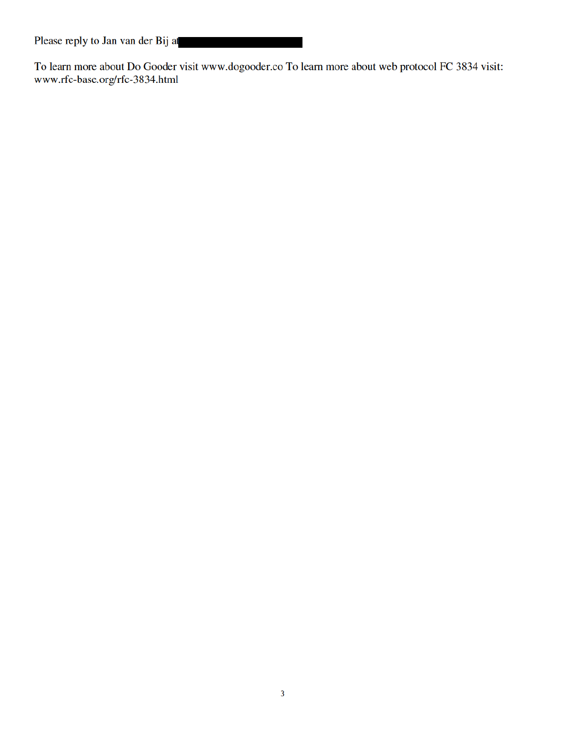Please reply to Jan van der Bij at

To learn more about Do Gooder visit www.dogooder.co To learn more about web protocol FC 3834 visit: www.rfc-base.org/rfc-3834.html